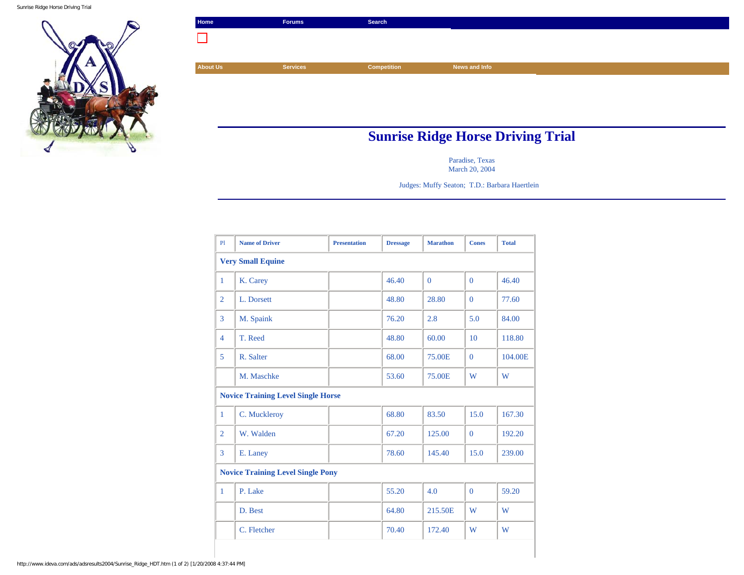Home | Forums | Search

About Us | Services | Competition | News and Info

# Sunrise Ridge Horse Driving Trial

Paradise, Texas
March 20, 2004

Judges: Muffy Seaton; T.D.: Barbara Haertlein

| Pl | Name of Driver | Presentation | Dressage | Marathon | Cones | Total |
|---|---|---|---|---|---|---|
| **Very Small Equine** | | | | | | |
| 1 | K. Carey | | 46.40 | 0 | 0 | 46.40 |
| 2 | L. Dorsett | | 48.80 | 28.80 | 0 | 77.60 |
| 3 | M. Spaink | | 76.20 | 2.8 | 5.0 | 84.00 |
| 4 | T. Reed | | 48.80 | 60.00 | 10 | 118.80 |
| 5 | R. Salter | | 68.00 | 75.00E | 0 | 104.00E |
| | M. Maschke | | 53.60 | 75.00E | W | W |
| **Novice Training Level Single Horse** | | | | | | |
| 1 | C. Muckleroy | | 68.80 | 83.50 | 15.0 | 167.30 |
| 2 | W. Walden | | 67.20 | 125.00 | 0 | 192.20 |
| 3 | E. Laney | | 78.60 | 145.40 | 15.0 | 239.00 |
| **Novice Training Level Single Pony** | | | | | | |
| 1 | P. Lake | | 55.20 | 4.0 | 0 | 59.20 |
| | D. Best | | 64.80 | 215.50E | W | W |
| | C. Fletcher | | 70.40 | 172.40 | W | W |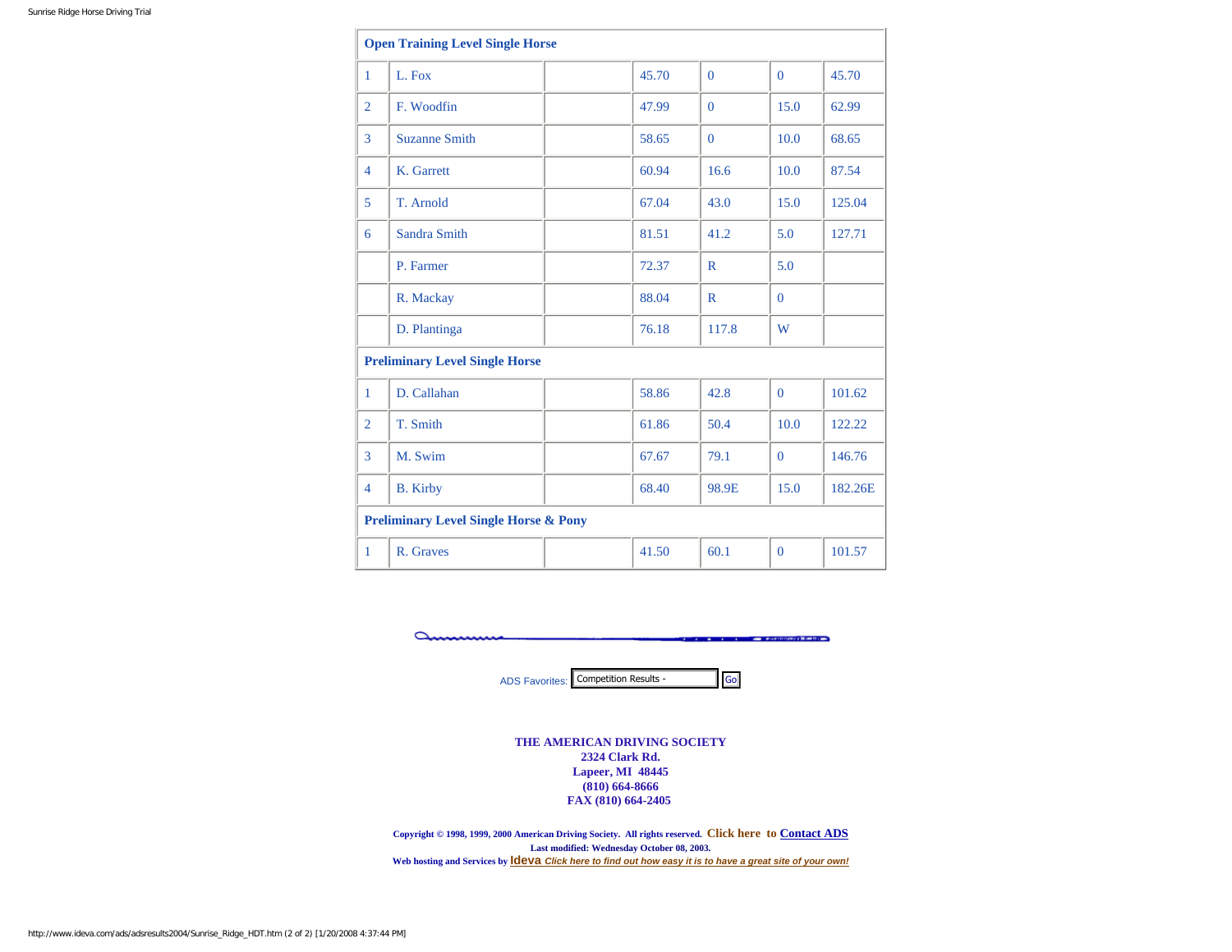| | | | | | | |
|---|---|---|---|---|---|---|
| **Open Training Level Single Horse** | | | | | | |
| 1 | L. Fox | | 45.70 | 0 | 0 | 45.70 |
| 2 | F. Woodfin | | 47.99 | 0 | 15.0 | 62.99 |
| 3 | Suzanne Smith | | 58.65 | 0 | 10.0 | 68.65 |
| 4 | K. Garrett | | 60.94 | 16.6 | 10.0 | 87.54 |
| 5 | T. Arnold | | 67.04 | 43.0 | 15.0 | 125.04 |
| 6 | Sandra Smith | | 81.51 | 41.2 | 5.0 | 127.71 |
| | P. Farmer | | 72.37 | R | 5.0 | |
| | R. Mackay | | 88.04 | R | 0 | |
| | D. Plantinga | | 76.18 | 117.8 | W | |
| **Preliminary Level Single Horse** | | | | | | |
| 1 | D. Callahan | | 58.86 | 42.8 | 0 | 101.62 |
| 2 | T. Smith | | 61.86 | 50.4 | 10.0 | 122.22 |
| 3 | M. Swim | | 67.67 | 79.1 | 0 | 146.76 |
| 4 | B. Kirby | | 68.40 | 98.9E | 15.0 | 182.26E |
| **Preliminary Level Single Horse & Pony** | | | | | | |
| 1 | R. Graves | | 41.50 | 60.1 | 0 | 101.57 |

ADS Favorites: Competition Results - Go

**THE AMERICAN DRIVING SOCIETY**
**2324 Clark Rd.**
**Lapeer, MI 48445**
**(810) 664-8666**
**FAX (810) 664-2405**

**Copyright © 1998, 1999, 2000 American Driving Society. All rights reserved.** Click here to Contact ADS
**Last modified: Wednesday October 08, 2003.**
**Web hosting and Services by** Ideva *Click here to find out how easy it is to have a great site of your own!*